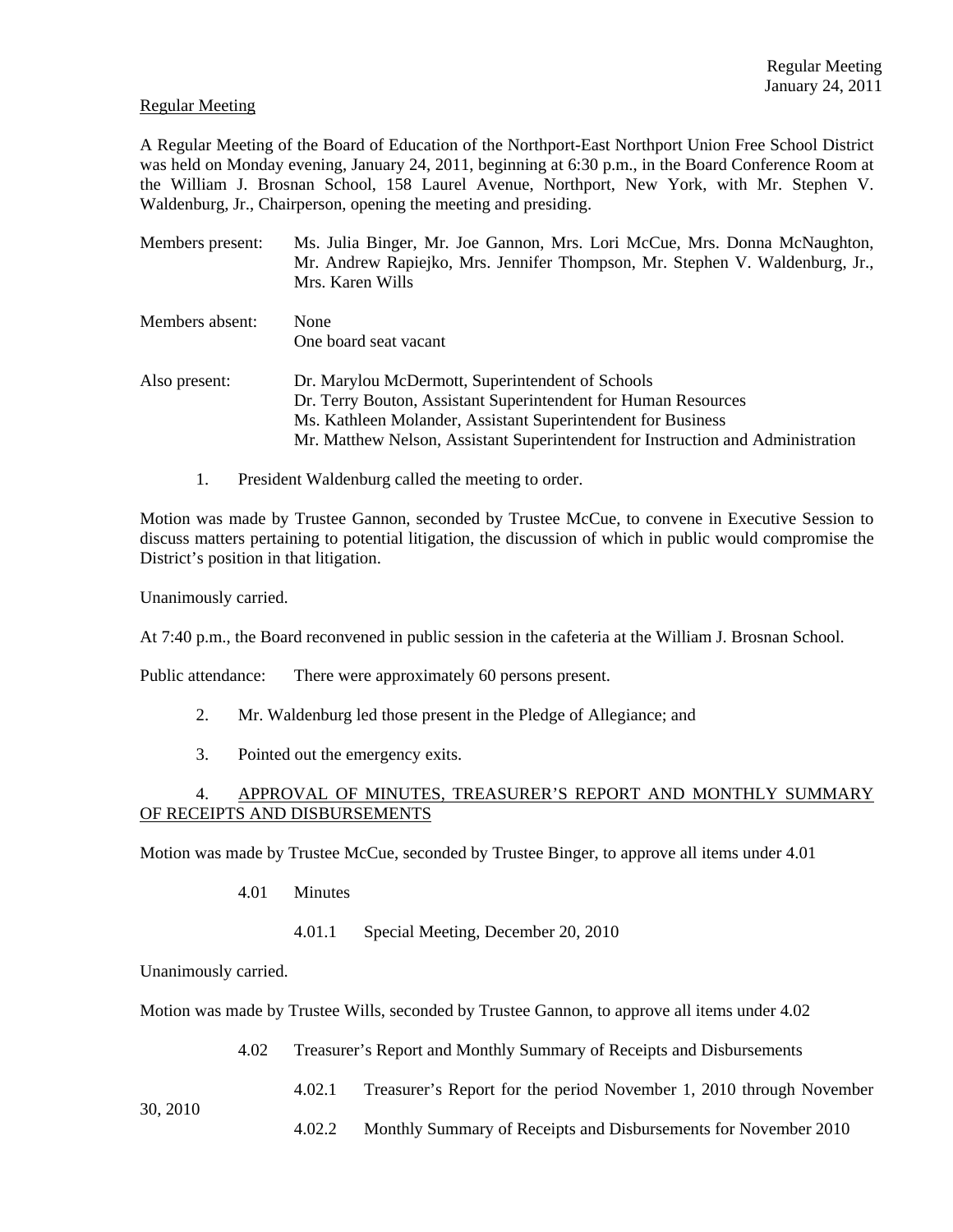Regular Meeting

A Regular Meeting of the Board of Education of the Northport-East Northport Union Free School District was held on Monday evening, January 24, 2011, beginning at 6:30 p.m., in the Board Conference Room at the William J. Brosnan School, 158 Laurel Avenue, Northport, New York, with Mr. Stephen V. Waldenburg, Jr., Chairperson, opening the meeting and presiding.

Members present: Ms. Julia Binger, Mr. Joe Gannon, Mrs. Lori McCue, Mrs. Donna McNaughton, Mr. Andrew Rapiejko, Mrs. Jennifer Thompson, Mr. Stephen V. Waldenburg, Jr., Mrs. Karen Wills

Members absent: None
One board seat vacant

Also present: Dr. Marylou McDermott, Superintendent of Schools
Dr. Terry Bouton, Assistant Superintendent for Human Resources
Ms. Kathleen Molander, Assistant Superintendent for Business
Mr. Matthew Nelson, Assistant Superintendent for Instruction and Administration

1. President Waldenburg called the meeting to order.

Motion was made by Trustee Gannon, seconded by Trustee McCue, to convene in Executive Session to discuss matters pertaining to potential litigation, the discussion of which in public would compromise the District's position in that litigation.

Unanimously carried.

At 7:40 p.m., the Board reconvened in public session in the cafeteria at the William J. Brosnan School.

Public attendance: There were approximately 60 persons present.

2. Mr. Waldenburg led those present in the Pledge of Allegiance; and

3. Pointed out the emergency exits.

4. APPROVAL OF MINUTES, TREASURER'S REPORT AND MONTHLY SUMMARY OF RECEIPTS AND DISBURSEMENTS

Motion was made by Trustee McCue, seconded by Trustee Binger, to approve all items under 4.01

4.01 Minutes

4.01.1 Special Meeting, December 20, 2010

Unanimously carried.

Motion was made by Trustee Wills, seconded by Trustee Gannon, to approve all items under 4.02

4.02 Treasurer's Report and Monthly Summary of Receipts and Disbursements

4.02.1 Treasurer's Report for the period November 1, 2010 through November 30, 2010

4.02.2 Monthly Summary of Receipts and Disbursements for November 2010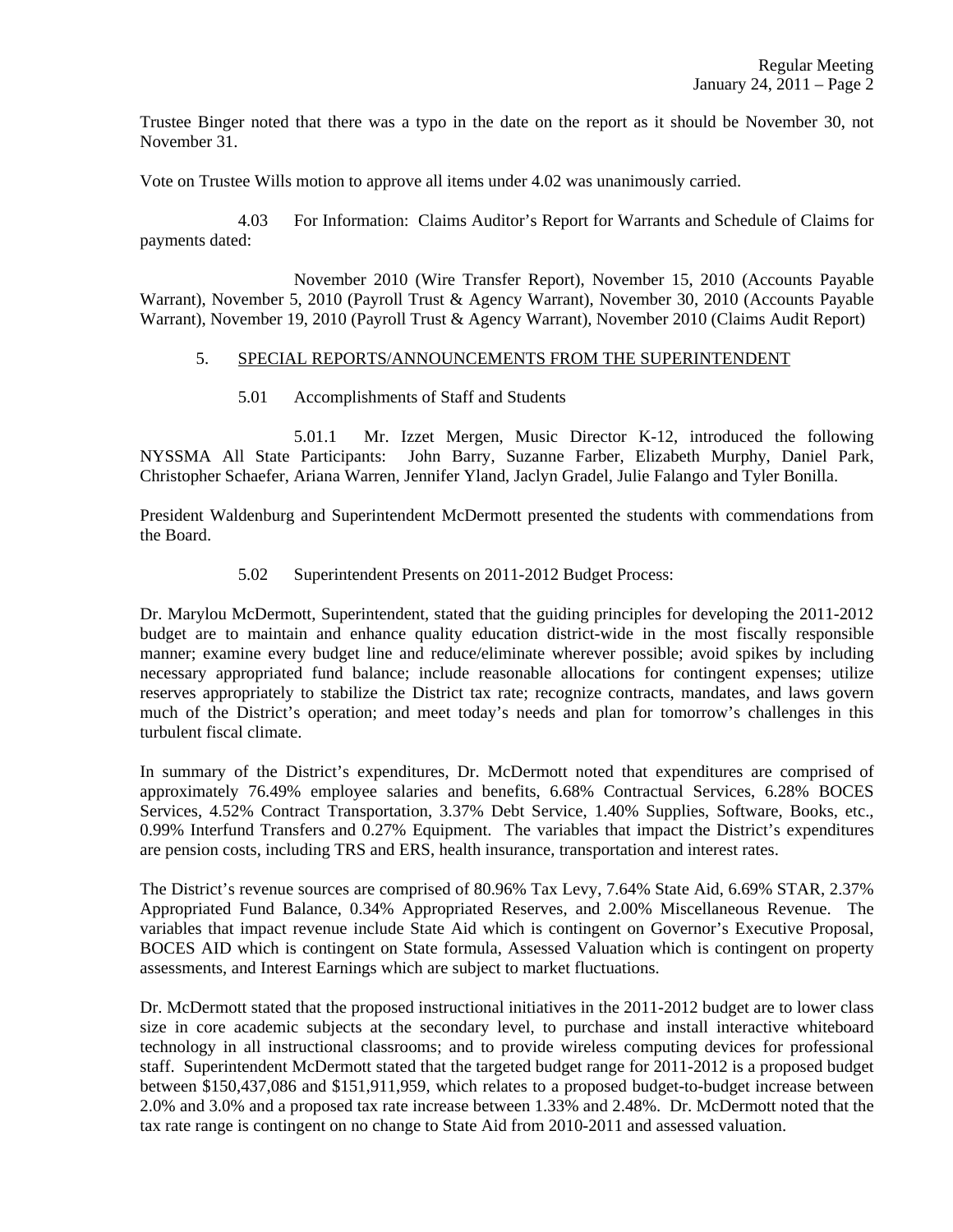Trustee Binger noted that there was a typo in the date on the report as it should be November 30, not November 31.

Vote on Trustee Wills motion to approve all items under 4.02 was unanimously carried.

4.03 For Information: Claims Auditor's Report for Warrants and Schedule of Claims for payments dated:

November 2010 (Wire Transfer Report), November 15, 2010 (Accounts Payable Warrant), November 5, 2010 (Payroll Trust & Agency Warrant), November 30, 2010 (Accounts Payable Warrant), November 19, 2010 (Payroll Trust & Agency Warrant), November 2010 (Claims Audit Report)

5. SPECIAL REPORTS/ANNOUNCEMENTS FROM THE SUPERINTENDENT

5.01 Accomplishments of Staff and Students

5.01.1 Mr. Izzet Mergen, Music Director K-12, introduced the following NYSSMA All State Participants: John Barry, Suzanne Farber, Elizabeth Murphy, Daniel Park, Christopher Schaefer, Ariana Warren, Jennifer Yland, Jaclyn Gradel, Julie Falango and Tyler Bonilla.

President Waldenburg and Superintendent McDermott presented the students with commendations from the Board.

5.02 Superintendent Presents on 2011-2012 Budget Process:

Dr. Marylou McDermott, Superintendent, stated that the guiding principles for developing the 2011-2012 budget are to maintain and enhance quality education district-wide in the most fiscally responsible manner; examine every budget line and reduce/eliminate wherever possible; avoid spikes by including necessary appropriated fund balance; include reasonable allocations for contingent expenses; utilize reserves appropriately to stabilize the District tax rate; recognize contracts, mandates, and laws govern much of the District's operation; and meet today's needs and plan for tomorrow's challenges in this turbulent fiscal climate.

In summary of the District's expenditures, Dr. McDermott noted that expenditures are comprised of approximately 76.49% employee salaries and benefits, 6.68% Contractual Services, 6.28% BOCES Services, 4.52% Contract Transportation, 3.37% Debt Service, 1.40% Supplies, Software, Books, etc., 0.99% Interfund Transfers and 0.27% Equipment. The variables that impact the District's expenditures are pension costs, including TRS and ERS, health insurance, transportation and interest rates.

The District's revenue sources are comprised of 80.96% Tax Levy, 7.64% State Aid, 6.69% STAR, 2.37% Appropriated Fund Balance, 0.34% Appropriated Reserves, and 2.00% Miscellaneous Revenue. The variables that impact revenue include State Aid which is contingent on Governor's Executive Proposal, BOCES AID which is contingent on State formula, Assessed Valuation which is contingent on property assessments, and Interest Earnings which are subject to market fluctuations.

Dr. McDermott stated that the proposed instructional initiatives in the 2011-2012 budget are to lower class size in core academic subjects at the secondary level, to purchase and install interactive whiteboard technology in all instructional classrooms; and to provide wireless computing devices for professional staff. Superintendent McDermott stated that the targeted budget range for 2011-2012 is a proposed budget between $150,437,086 and $151,911,959, which relates to a proposed budget-to-budget increase between 2.0% and 3.0% and a proposed tax rate increase between 1.33% and 2.48%. Dr. McDermott noted that the tax rate range is contingent on no change to State Aid from 2010-2011 and assessed valuation.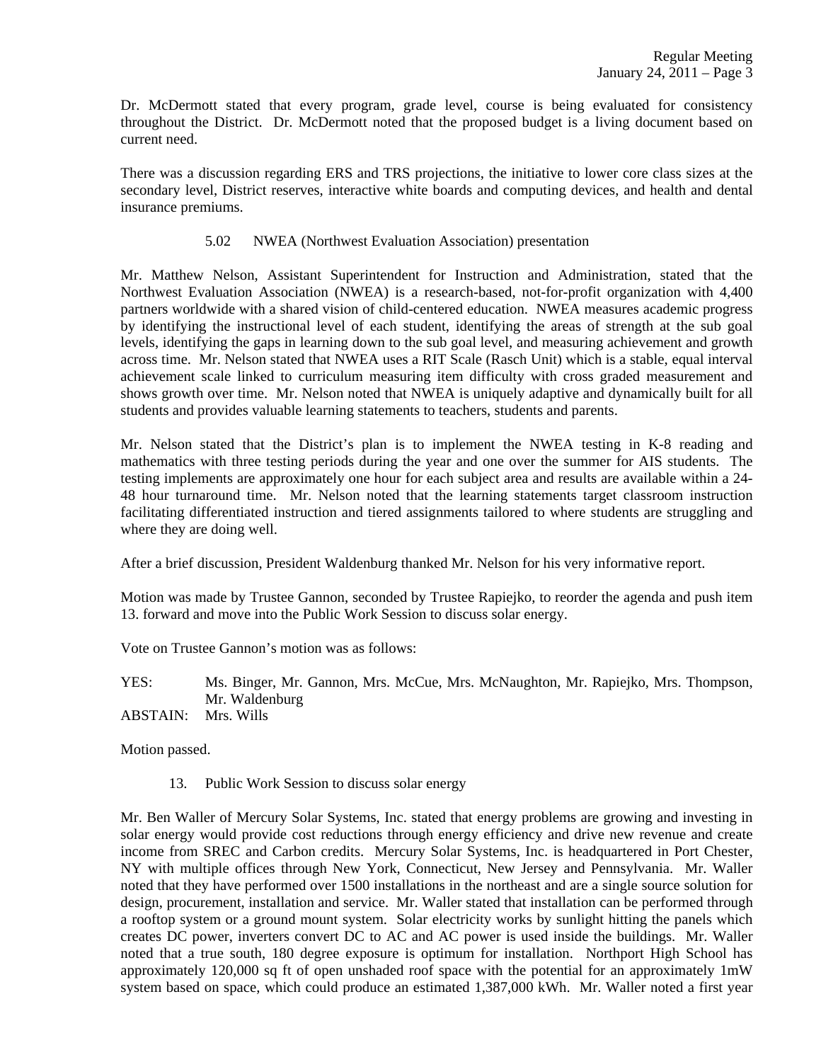Dr. McDermott stated that every program, grade level, course is being evaluated for consistency throughout the District. Dr. McDermott noted that the proposed budget is a living document based on current need.

There was a discussion regarding ERS and TRS projections, the initiative to lower core class sizes at the secondary level, District reserves, interactive white boards and computing devices, and health and dental insurance premiums.

5.02 NWEA (Northwest Evaluation Association) presentation

Mr. Matthew Nelson, Assistant Superintendent for Instruction and Administration, stated that the Northwest Evaluation Association (NWEA) is a research-based, not-for-profit organization with 4,400 partners worldwide with a shared vision of child-centered education. NWEA measures academic progress by identifying the instructional level of each student, identifying the areas of strength at the sub goal levels, identifying the gaps in learning down to the sub goal level, and measuring achievement and growth across time. Mr. Nelson stated that NWEA uses a RIT Scale (Rasch Unit) which is a stable, equal interval achievement scale linked to curriculum measuring item difficulty with cross graded measurement and shows growth over time. Mr. Nelson noted that NWEA is uniquely adaptive and dynamically built for all students and provides valuable learning statements to teachers, students and parents.

Mr. Nelson stated that the District's plan is to implement the NWEA testing in K-8 reading and mathematics with three testing periods during the year and one over the summer for AIS students. The testing implements are approximately one hour for each subject area and results are available within a 24-48 hour turnaround time. Mr. Nelson noted that the learning statements target classroom instruction facilitating differentiated instruction and tiered assignments tailored to where students are struggling and where they are doing well.

After a brief discussion, President Waldenburg thanked Mr. Nelson for his very informative report.

Motion was made by Trustee Gannon, seconded by Trustee Rapiejko, to reorder the agenda and push item 13. forward and move into the Public Work Session to discuss solar energy.

Vote on Trustee Gannon's motion was as follows:

YES: Ms. Binger, Mr. Gannon, Mrs. McCue, Mrs. McNaughton, Mr. Rapiejko, Mrs. Thompson, Mr. Waldenburg
ABSTAIN: Mrs. Wills

Motion passed.

13. Public Work Session to discuss solar energy

Mr. Ben Waller of Mercury Solar Systems, Inc. stated that energy problems are growing and investing in solar energy would provide cost reductions through energy efficiency and drive new revenue and create income from SREC and Carbon credits. Mercury Solar Systems, Inc. is headquartered in Port Chester, NY with multiple offices through New York, Connecticut, New Jersey and Pennsylvania. Mr. Waller noted that they have performed over 1500 installations in the northeast and are a single source solution for design, procurement, installation and service. Mr. Waller stated that installation can be performed through a rooftop system or a ground mount system. Solar electricity works by sunlight hitting the panels which creates DC power, inverters convert DC to AC and AC power is used inside the buildings. Mr. Waller noted that a true south, 180 degree exposure is optimum for installation. Northport High School has approximately 120,000 sq ft of open unshaded roof space with the potential for an approximately 1mW system based on space, which could produce an estimated 1,387,000 kWh. Mr. Waller noted a first year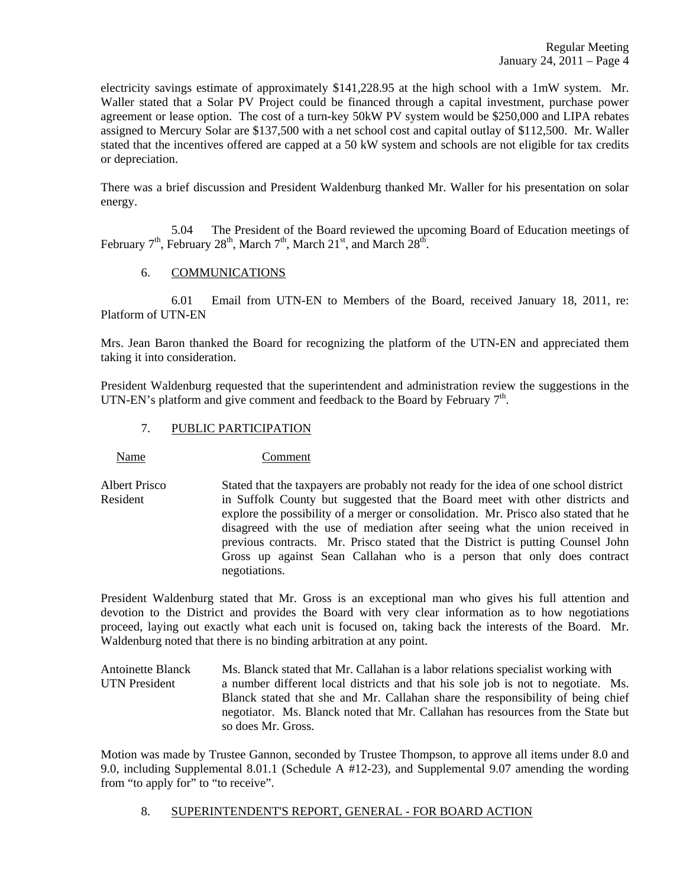electricity savings estimate of approximately $141,228.95 at the high school with a 1mW system. Mr. Waller stated that a Solar PV Project could be financed through a capital investment, purchase power agreement or lease option. The cost of a turn-key 50kW PV system would be $250,000 and LIPA rebates assigned to Mercury Solar are $137,500 with a net school cost and capital outlay of $112,500. Mr. Waller stated that the incentives offered are capped at a 50 kW system and schools are not eligible for tax credits or depreciation.

There was a brief discussion and President Waldenburg thanked Mr. Waller for his presentation on solar energy.

5.04 The President of the Board reviewed the upcoming Board of Education meetings of February 7th, February 28th, March 7th, March 21st, and March 28th.

6. COMMUNICATIONS

6.01 Email from UTN-EN to Members of the Board, received January 18, 2011, re: Platform of UTN-EN

Mrs. Jean Baron thanked the Board for recognizing the platform of the UTN-EN and appreciated them taking it into consideration.

President Waldenburg requested that the superintendent and administration review the suggestions in the UTN-EN's platform and give comment and feedback to the Board by February 7th.

7. PUBLIC PARTICIPATION

| Name | Comment |
| --- | --- |
| Albert Prisco<br>Resident | Stated that the taxpayers are probably not ready for the idea of one school district in Suffolk County but suggested that the Board meet with other districts and explore the possibility of a merger or consolidation. Mr. Prisco also stated that he disagreed with the use of mediation after seeing what the union received in previous contracts. Mr. Prisco stated that the District is putting Counsel John Gross up against Sean Callahan who is a person that only does contract negotiations. |

President Waldenburg stated that Mr. Gross is an exceptional man who gives his full attention and devotion to the District and provides the Board with very clear information as to how negotiations proceed, laying out exactly what each unit is focused on, taking back the interests of the Board. Mr. Waldenburg noted that there is no binding arbitration at any point.

| | |
| --- | --- |
| Antoinette Blanck<br>UTN President | Ms. Blanck stated that Mr. Callahan is a labor relations specialist working with a number different local districts and that his sole job is not to negotiate. Ms. Blanck stated that she and Mr. Callahan share the responsibility of being chief negotiator. Ms. Blanck noted that Mr. Callahan has resources from the State but so does Mr. Gross. |

Motion was made by Trustee Gannon, seconded by Trustee Thompson, to approve all items under 8.0 and 9.0, including Supplemental 8.01.1 (Schedule A #12-23), and Supplemental 9.07 amending the wording from "to apply for" to "to receive".

8. SUPERINTENDENT'S REPORT, GENERAL - FOR BOARD ACTION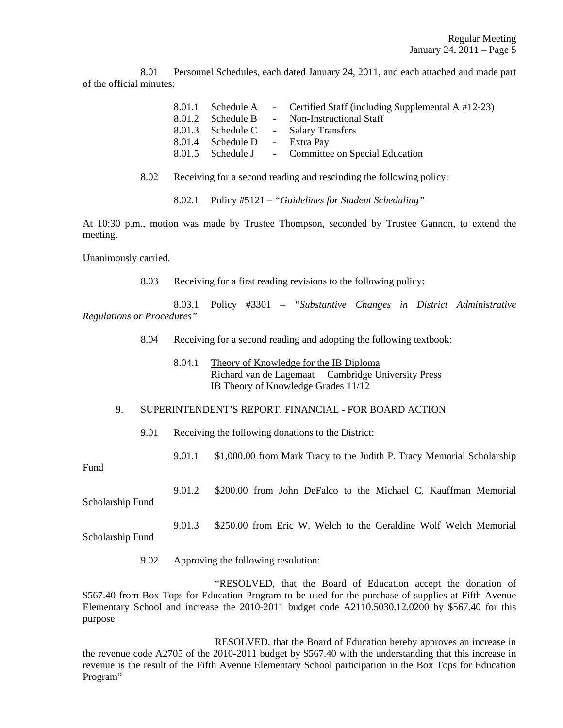8.01 Personnel Schedules, each dated January 24, 2011, and each attached and made part of the official minutes:

| | | | |
|---|---|---|---|
| 8.01.1 | Schedule A | - | Certified Staff (including Supplemental A #12-23) |
| 8.01.2 | Schedule B | - | Non-Instructional Staff |
| 8.01.3 | Schedule C | - | Salary Transfers |
| 8.01.4 | Schedule D | - | Extra Pay |
| 8.01.5 | Schedule J | - | Committee on Special Education |

8.02 Receiving for a second reading and rescinding the following policy:

8.02.1 Policy #5121 – *"Guidelines for Student Scheduling"*

At 10:30 p.m., motion was made by Trustee Thompson, seconded by Trustee Gannon, to extend the meeting.

Unanimously carried.

8.03 Receiving for a first reading revisions to the following policy:

8.03.1 Policy #3301 – *"Substantive Changes in District Administrative Regulations or Procedures"*

8.04 Receiving for a second reading and adopting the following textbook:

8.04.1 <u>Theory of Knowledge for the IB Diploma</u>
Richard van de Lagemaat Cambridge University Press
IB Theory of Knowledge Grades 11/12

9. <u>SUPERINTENDENT'S REPORT, FINANCIAL - FOR BOARD ACTION</u>

9.01 Receiving the following donations to the District:

9.01.1 $1,000.00 from Mark Tracy to the Judith P. Tracy Memorial Scholarship Fund

9.01.2 $200.00 from John DeFalco to the Michael C. Kauffman Memorial Scholarship Fund

9.01.3 $250.00 from Eric W. Welch to the Geraldine Wolf Welch Memorial Scholarship Fund

9.02 Approving the following resolution:

"RESOLVED, that the Board of Education accept the donation of $567.40 from Box Tops for Education Program to be used for the purchase of supplies at Fifth Avenue Elementary School and increase the 2010-2011 budget code A2110.5030.12.0200 by $567.40 for this purpose

RESOLVED, that the Board of Education hereby approves an increase in the revenue code A2705 of the 2010-2011 budget by $567.40 with the understanding that this increase in revenue is the result of the Fifth Avenue Elementary School participation in the Box Tops for Education Program"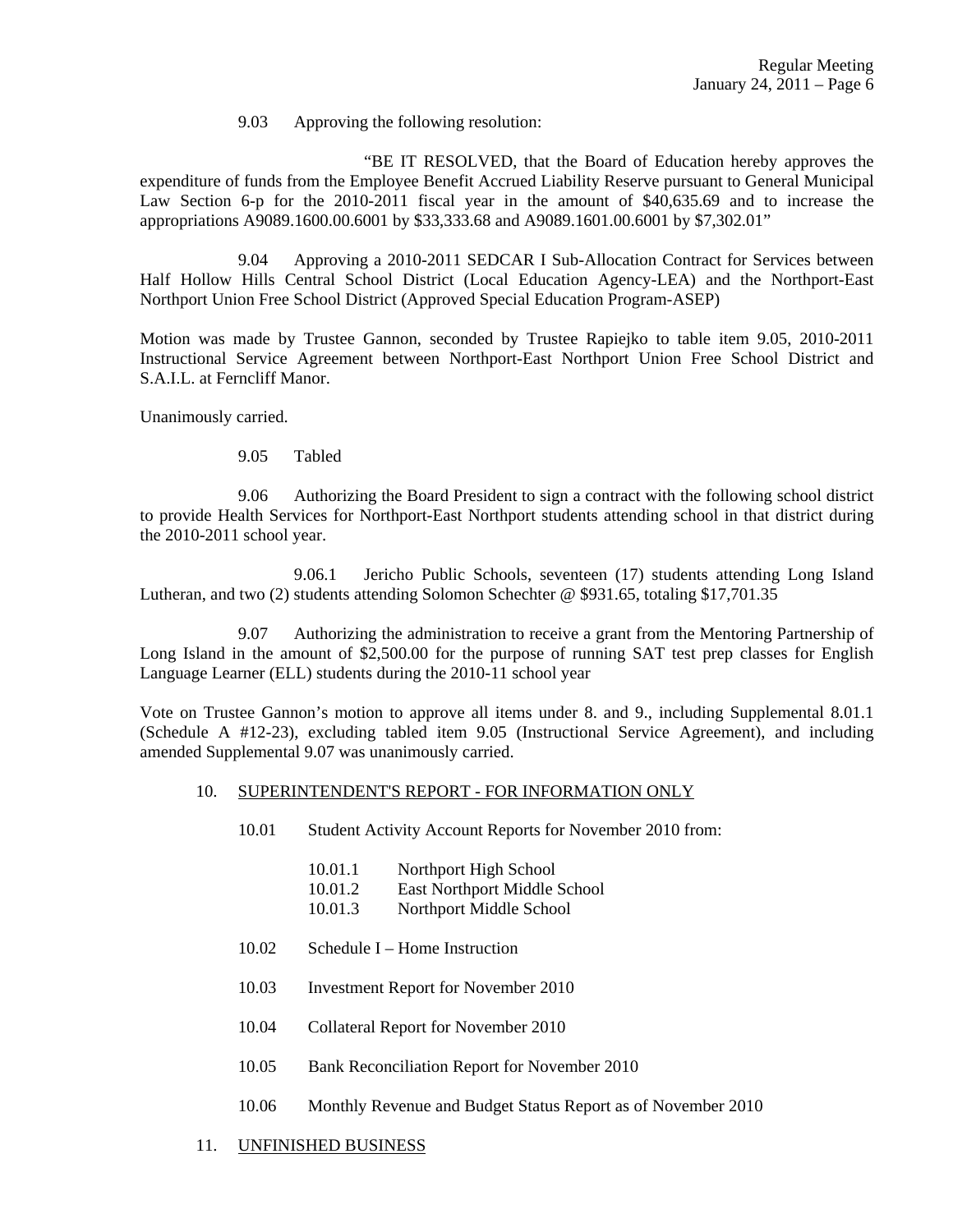9.03 Approving the following resolution:

"BE IT RESOLVED, that the Board of Education hereby approves the expenditure of funds from the Employee Benefit Accrued Liability Reserve pursuant to General Municipal Law Section 6-p for the 2010-2011 fiscal year in the amount of $40,635.69 and to increase the appropriations A9089.1600.00.6001 by $33,333.68 and A9089.1601.00.6001 by $7,302.01"

9.04 Approving a 2010-2011 SEDCAR I Sub-Allocation Contract for Services between Half Hollow Hills Central School District (Local Education Agency-LEA) and the Northport-East Northport Union Free School District (Approved Special Education Program-ASEP)

Motion was made by Trustee Gannon, seconded by Trustee Rapiejko to table item 9.05, 2010-2011 Instructional Service Agreement between Northport-East Northport Union Free School District and S.A.I.L. at Ferncliff Manor.

Unanimously carried.

9.05 Tabled

9.06 Authorizing the Board President to sign a contract with the following school district to provide Health Services for Northport-East Northport students attending school in that district during the 2010-2011 school year.

9.06.1 Jericho Public Schools, seventeen (17) students attending Long Island Lutheran, and two (2) students attending Solomon Schechter @ $931.65, totaling $17,701.35

9.07 Authorizing the administration to receive a grant from the Mentoring Partnership of Long Island in the amount of $2,500.00 for the purpose of running SAT test prep classes for English Language Learner (ELL) students during the 2010-11 school year

Vote on Trustee Gannon's motion to approve all items under 8. and 9., including Supplemental 8.01.1 (Schedule A #12-23), excluding tabled item 9.05 (Instructional Service Agreement), and including amended Supplemental 9.07 was unanimously carried.

10. <u>SUPERINTENDENT'S REPORT - FOR INFORMATION ONLY</u>

10.01 Student Activity Account Reports for November 2010 from:

10.01.1 Northport High School
10.01.2 East Northport Middle School
10.01.3 Northport Middle School

10.02 Schedule I – Home Instruction

10.03 Investment Report for November 2010

10.04 Collateral Report for November 2010

10.05 Bank Reconciliation Report for November 2010

10.06 Monthly Revenue and Budget Status Report as of November 2010

11. <u>UNFINISHED BUSINESS</u>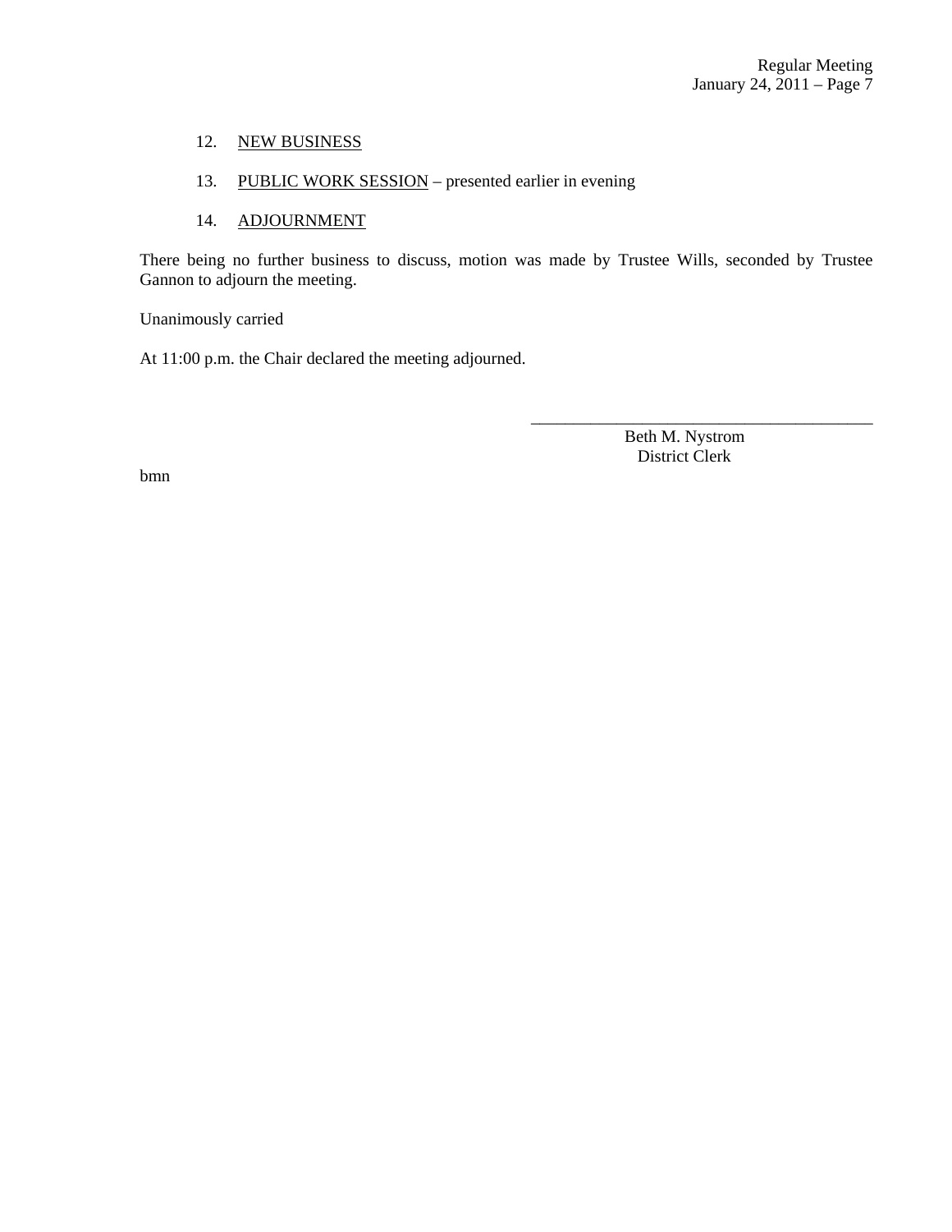12. <u>NEW BUSINESS</u>

13. <u>PUBLIC WORK SESSION</u> – presented earlier in evening

14. <u>ADJOURNMENT</u>

There being no further business to discuss, motion was made by Trustee Wills, seconded by Trustee Gannon to adjourn the meeting.

Unanimously carried

At 11:00 p.m. the Chair declared the meeting adjourned.

\_\_\_\_\_\_\_\_\_\_\_\_\_\_\_\_\_\_\_\_\_\_\_\_\_\_\_\_\_\_\_\_\_\_\_\_\_\_\_\_

Beth M. Nystrom
District Clerk

bmn